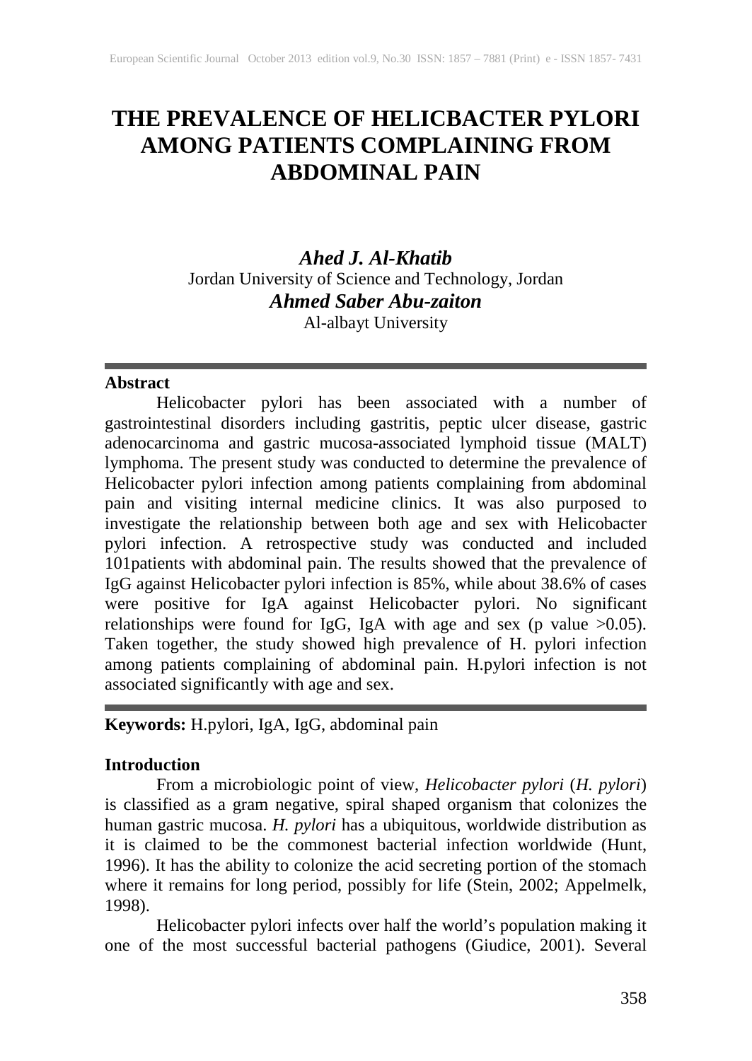# THE PREVALENCE OF HELICBACTER PYLORI AMONG PATIENTS COMPLAINING FROM ABDOMINAL PAIN

***Ahed J. Al-Khatib***
Jordan University of Science and Technology, Jordan

***Ahmed Saber Abu-zaiton***
Al-albayt University

## Abstract

Helicobacter pylori has been associated with a number of gastrointestinal disorders including gastritis, peptic ulcer disease, gastric adenocarcinoma and gastric mucosa-associated lymphoid tissue (MALT) lymphoma. The present study was conducted to determine the prevalence of Helicobacter pylori infection among patients complaining from abdominal pain and visiting internal medicine clinics. It was also purposed to investigate the relationship between both age and sex with Helicobacter pylori infection. A retrospective study was conducted and included 101patients with abdominal pain. The results showed that the prevalence of IgG against Helicobacter pylori infection is 85%, while about 38.6% of cases were positive for IgA against Helicobacter pylori. No significant relationships were found for IgG, IgA with age and sex (p value >0.05). Taken together, the study showed high prevalence of H. pylori infection among patients complaining of abdominal pain. H.pylori infection is not associated significantly with age and sex.

**Keywords:** H.pylori, IgA, IgG, abdominal pain

## Introduction

From a microbiologic point of view, *Helicobacter pylori* (*H. pylori*) is classified as a gram negative, spiral shaped organism that colonizes the human gastric mucosa. *H. pylori* has a ubiquitous, worldwide distribution as it is claimed to be the commonest bacterial infection worldwide (Hunt, 1996). It has the ability to colonize the acid secreting portion of the stomach where it remains for long period, possibly for life (Stein, 2002; Appelmelk, 1998).

Helicobacter pylori infects over half the world's population making it one of the most successful bacterial pathogens (Giudice, 2001). Several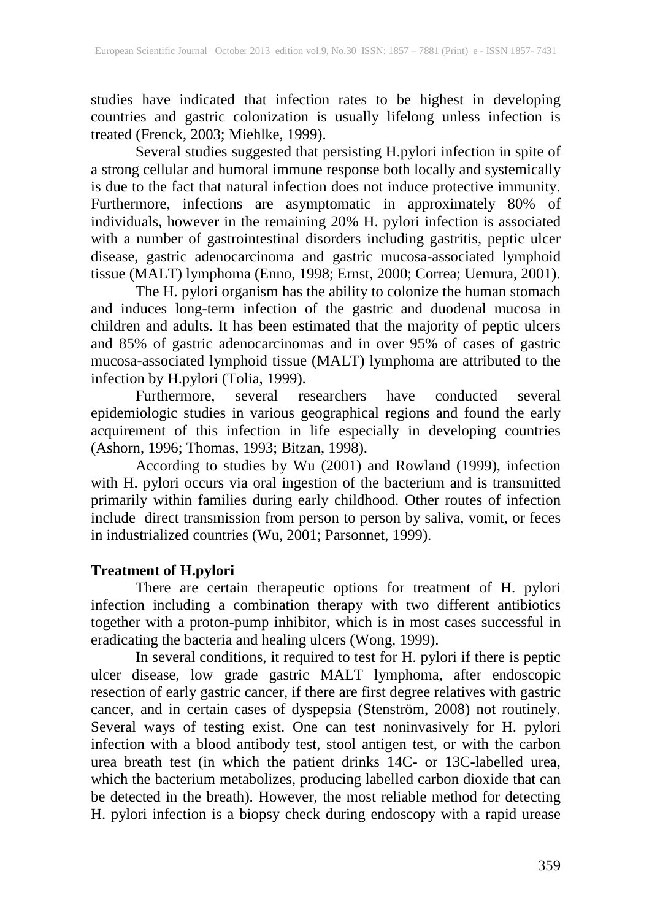studies have indicated that infection rates to be highest in developing countries and gastric colonization is usually lifelong unless infection is treated (Frenck, 2003; Miehlke, 1999).

Several studies suggested that persisting H.pylori infection in spite of a strong cellular and humoral immune response both locally and systemically is due to the fact that natural infection does not induce protective immunity. Furthermore, infections are asymptomatic in approximately 80% of individuals, however in the remaining 20% H. pylori infection is associated with a number of gastrointestinal disorders including gastritis, peptic ulcer disease, gastric adenocarcinoma and gastric mucosa-associated lymphoid tissue (MALT) lymphoma (Enno, 1998; Ernst, 2000; Correa; Uemura, 2001).

The H. pylori organism has the ability to colonize the human stomach and induces long-term infection of the gastric and duodenal mucosa in children and adults. It has been estimated that the majority of peptic ulcers and 85% of gastric adenocarcinomas and in over 95% of cases of gastric mucosa-associated lymphoid tissue (MALT) lymphoma are attributed to the infection by H.pylori (Tolia, 1999).

Furthermore, several researchers have conducted several epidemiologic studies in various geographical regions and found the early acquirement of this infection in life especially in developing countries (Ashorn, 1996; Thomas, 1993; Bitzan, 1998).

According to studies by Wu (2001) and Rowland (1999), infection with H. pylori occurs via oral ingestion of the bacterium and is transmitted primarily within families during early childhood. Other routes of infection include direct transmission from person to person by saliva, vomit, or feces in industrialized countries (Wu, 2001; Parsonnet, 1999).

**Treatment of H.pylori**

There are certain therapeutic options for treatment of H. pylori infection including a combination therapy with two different antibiotics together with a proton-pump inhibitor, which is in most cases successful in eradicating the bacteria and healing ulcers (Wong, 1999).

In several conditions, it required to test for H. pylori if there is peptic ulcer disease, low grade gastric MALT lymphoma, after endoscopic resection of early gastric cancer, if there are first degree relatives with gastric cancer, and in certain cases of dyspepsia (Stenström, 2008) not routinely. Several ways of testing exist. One can test noninvasively for H. pylori infection with a blood antibody test, stool antigen test, or with the carbon urea breath test (in which the patient drinks 14C- or 13C-labelled urea, which the bacterium metabolizes, producing labelled carbon dioxide that can be detected in the breath). However, the most reliable method for detecting H. pylori infection is a biopsy check during endoscopy with a rapid urease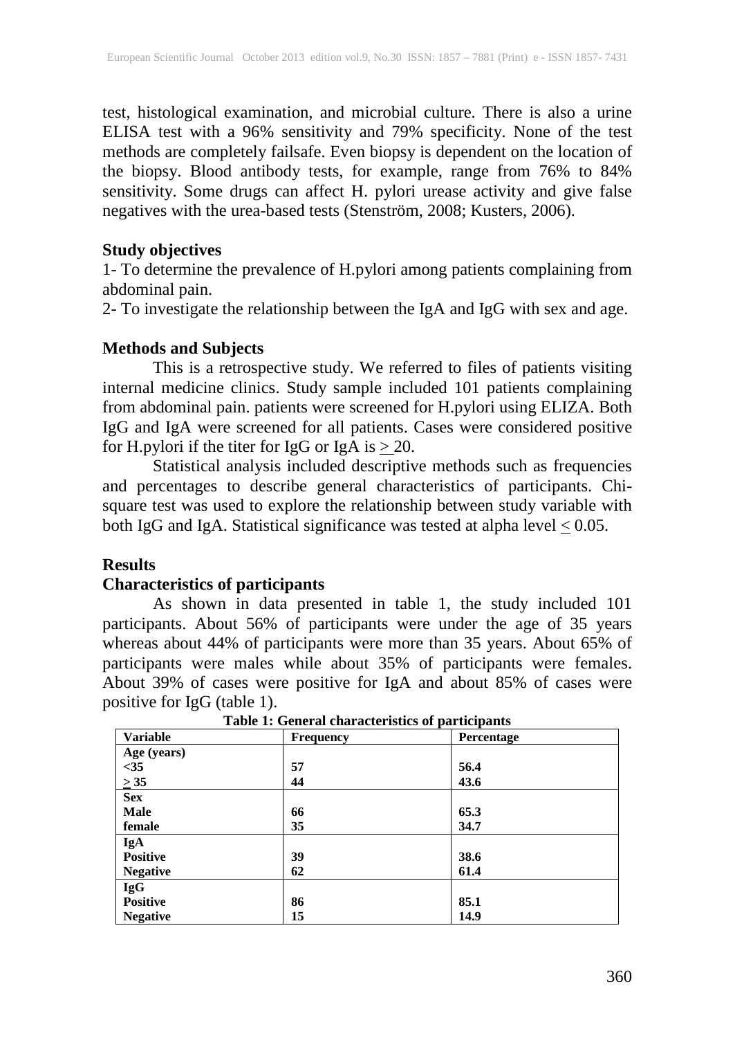test, histological examination, and microbial culture. There is also a urine ELISA test with a 96% sensitivity and 79% specificity. None of the test methods are completely failsafe. Even biopsy is dependent on the location of the biopsy. Blood antibody tests, for example, range from 76% to 84% sensitivity. Some drugs can affect H. pylori urease activity and give false negatives with the urea-based tests (Stenström, 2008; Kusters, 2006).

### Study objectives

1- To determine the prevalence of H.pylori among patients complaining from abdominal pain.

2- To investigate the relationship between the IgA and IgG with sex and age.

### Methods and Subjects

This is a retrospective study. We referred to files of patients visiting internal medicine clinics. Study sample included 101 patients complaining from abdominal pain. patients were screened for H.pylori using ELIZA. Both IgG and IgA were screened for all patients. Cases were considered positive for H.pylori if the titer for IgG or IgA is $\geq$ 20.

Statistical analysis included descriptive methods such as frequencies and percentages to describe general characteristics of participants. Chi-square test was used to explore the relationship between study variable with both IgG and IgA. Statistical significance was tested at alpha level $\leq$ 0.05.

### Results

### Characteristics of participants

As shown in data presented in table 1, the study included 101 participants. About 56% of participants were under the age of 35 years whereas about 44% of participants were more than 35 years. About 65% of participants were males while about 35% of participants were females. About 39% of cases were positive for IgA and about 85% of cases were positive for IgG (table 1).

**Table 1: General characteristics of participants**

| Variable | Frequency | Percentage |
|---|---|---|
| **Age (years)** | | |
| **<35** | **57** | **56.4** |
| **≥ 35** | **44** | **43.6** |
| **Sex** | | |
| **Male** | **66** | **65.3** |
| **female** | **35** | **34.7** |
| **IgA** | | |
| **Positive** | **39** | **38.6** |
| **Negative** | **62** | **61.4** |
| **IgG** | | |
| **Positive** | **86** | **85.1** |
| **Negative** | **15** | **14.9** |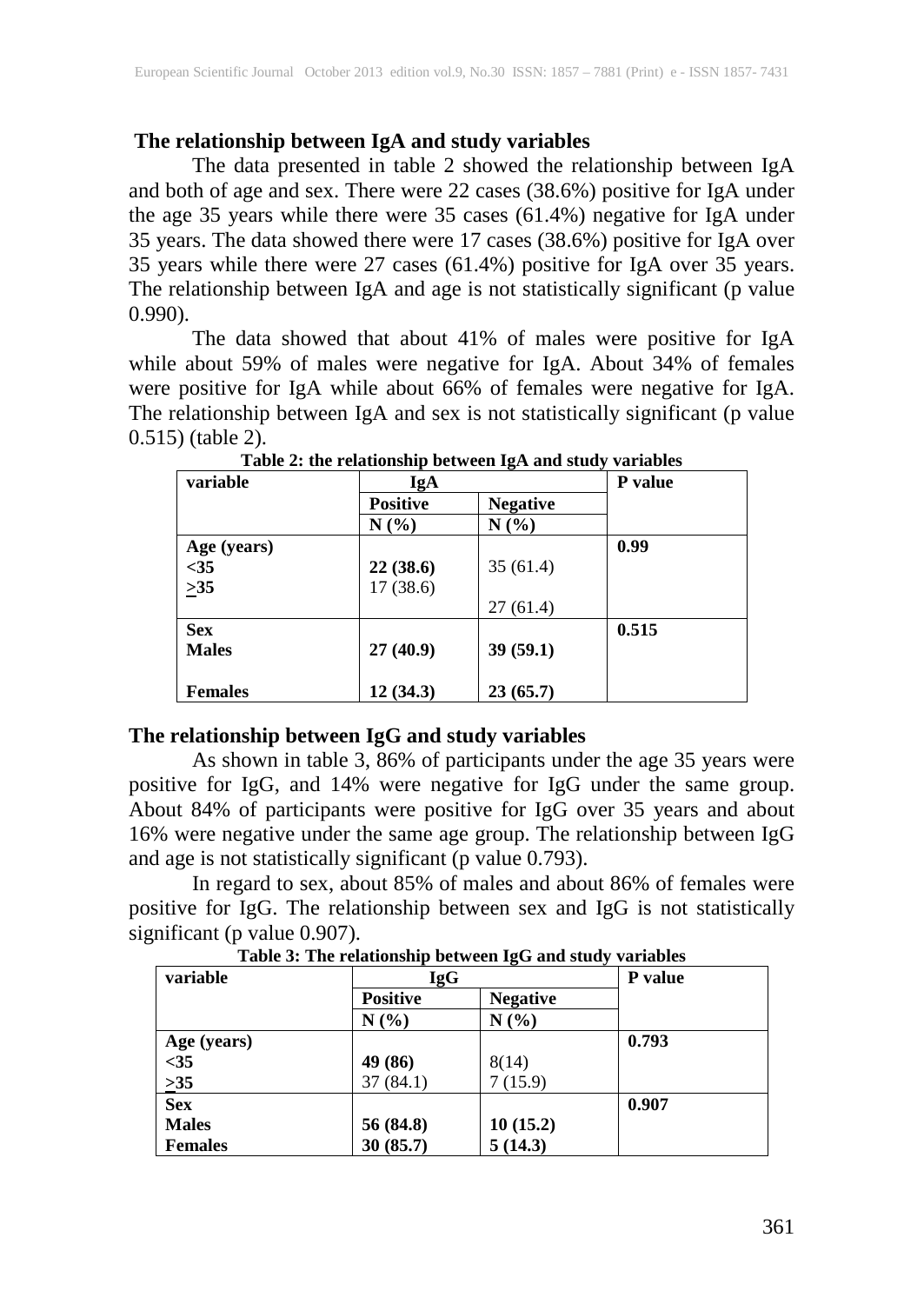## The relationship between IgA and study variables

The data presented in table 2 showed the relationship between IgA and both of age and sex. There were 22 cases (38.6%) positive for IgA under the age 35 years while there were 35 cases (61.4%) negative for IgA under 35 years. The data showed there were 17 cases (38.6%) positive for IgA over 35 years while there were 27 cases (61.4%) positive for IgA over 35 years. The relationship between IgA and age is not statistically significant (p value 0.990).

The data showed that about 41% of males were positive for IgA while about 59% of males were negative for IgA. About 34% of females were positive for IgA while about 66% of females were negative for IgA. The relationship between IgA and sex is not statistically significant (p value 0.515) (table 2).

**Table 2: the relationship between IgA and study variables**

| variable | IgA | | P value |
|---|---|---|---|
| | Positive | Negative | |
| | N (%) | N (%) | |
| **Age (years)** | | | **0.99** |
| **<35** | **22 (38.6)** | 35 (61.4) | |
| **≥35** | 17 (38.6) | 27 (61.4) | |
| **Sex** | | | **0.515** |
| **Males** | **27 (40.9)** | **39 (59.1)** | |
| **Females** | **12 (34.3)** | **23 (65.7)** | |

## The relationship between IgG and study variables

As shown in table 3, 86% of participants under the age 35 years were positive for IgG, and 14% were negative for IgG under the same group. About 84% of participants were positive for IgG over 35 years and about 16% were negative under the same age group. The relationship between IgG and age is not statistically significant (p value 0.793).

In regard to sex, about 85% of males and about 86% of females were positive for IgG. The relationship between sex and IgG is not statistically significant (p value 0.907).

**Table 3: The relationship between IgG and study variables**

| variable | IgG | | P value |
|---|---|---|---|
| | Positive | Negative | |
| | N (%) | N (%) | |
| **Age (years)** | | | **0.793** |
| **<35** | **49 (86)** | 8(14) | |
| **≥35** | 37 (84.1) | 7 (15.9) | |
| **Sex** | | | **0.907** |
| **Males** | **56 (84.8)** | **10 (15.2)** | |
| **Females** | **30 (85.7)** | **5 (14.3)** | |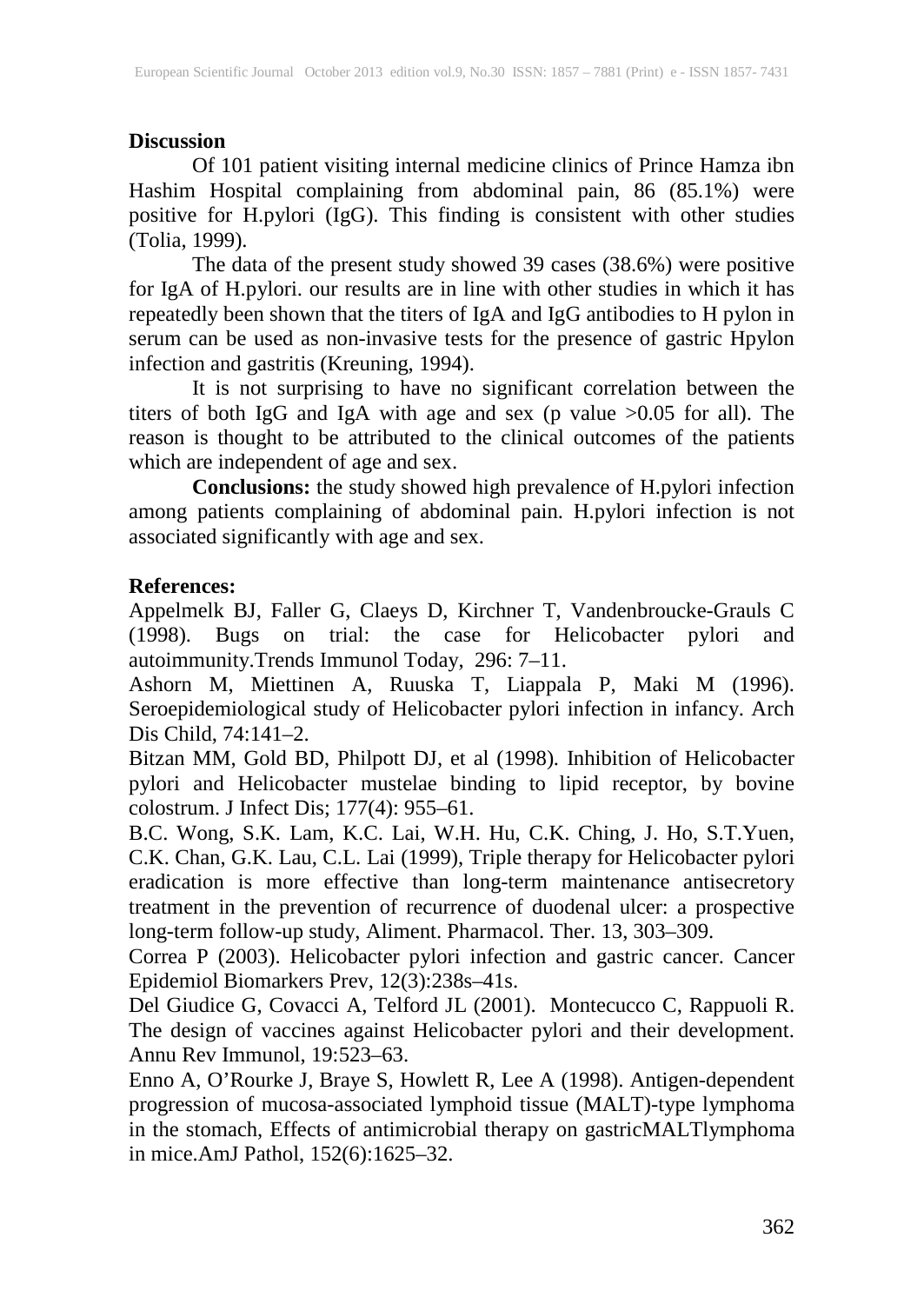## Discussion

Of 101 patient visiting internal medicine clinics of Prince Hamza ibn Hashim Hospital complaining from abdominal pain, 86 (85.1%) were positive for H.pylori (IgG). This finding is consistent with other studies (Tolia, 1999).

The data of the present study showed 39 cases (38.6%) were positive for IgA of H.pylori. our results are in line with other studies in which it has repeatedly been shown that the titers of IgA and IgG antibodies to H pylon in serum can be used as non-invasive tests for the presence of gastric Hpylon infection and gastritis (Kreuning, 1994).

It is not surprising to have no significant correlation between the titers of both IgG and IgA with age and sex (p value >0.05 for all). The reason is thought to be attributed to the clinical outcomes of the patients which are independent of age and sex.

**Conclusions:** the study showed high prevalence of H.pylori infection among patients complaining of abdominal pain. H.pylori infection is not associated significantly with age and sex.

## References:

Appelmelk BJ, Faller G, Claeys D, Kirchner T, Vandenbroucke-Grauls C (1998). Bugs on trial: the case for Helicobacter pylori and autoimmunity.Trends Immunol Today, 296: 7–11.

Ashorn M, Miettinen A, Ruuska T, Liappala P, Maki M (1996). Seroepidemiological study of Helicobacter pylori infection in infancy. Arch Dis Child, 74:141–2.

Bitzan MM, Gold BD, Philpott DJ, et al (1998). Inhibition of Helicobacter pylori and Helicobacter mustelae binding to lipid receptor, by bovine colostrum. J Infect Dis; 177(4): 955–61.

B.C. Wong, S.K. Lam, K.C. Lai, W.H. Hu, C.K. Ching, J. Ho, S.T.Yuen, C.K. Chan, G.K. Lau, C.L. Lai (1999), Triple therapy for Helicobacter pylori eradication is more effective than long-term maintenance antisecretory treatment in the prevention of recurrence of duodenal ulcer: a prospective long-term follow-up study, Aliment. Pharmacol. Ther. 13, 303–309.

Correa P (2003). Helicobacter pylori infection and gastric cancer. Cancer Epidemiol Biomarkers Prev, 12(3):238s–41s.

Del Giudice G, Covacci A, Telford JL (2001). Montecucco C, Rappuoli R. The design of vaccines against Helicobacter pylori and their development. Annu Rev Immunol, 19:523–63.

Enno A, O'Rourke J, Braye S, Howlett R, Lee A (1998). Antigen-dependent progression of mucosa-associated lymphoid tissue (MALT)-type lymphoma in the stomach, Effects of antimicrobial therapy on gastricMALTlymphoma in mice.AmJ Pathol, 152(6):1625–32.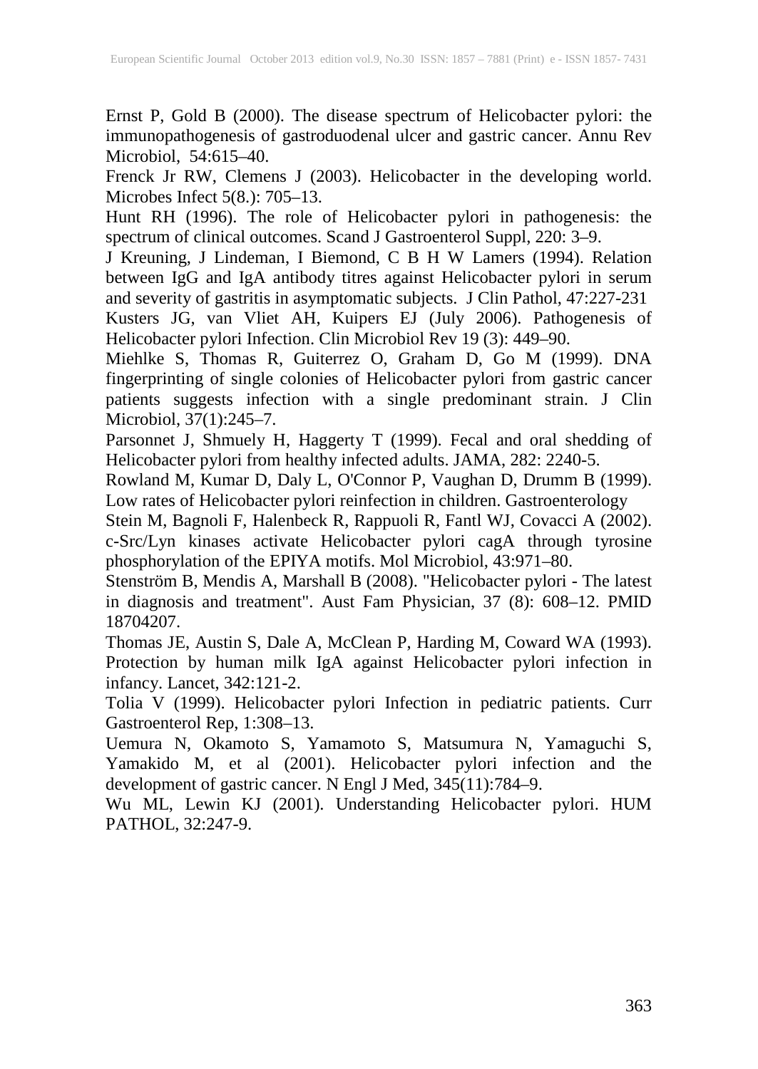Ernst P, Gold B (2000). The disease spectrum of Helicobacter pylori: the immunopathogenesis of gastroduodenal ulcer and gastric cancer. Annu Rev Microbiol, 54:615–40.

Frenck Jr RW, Clemens J (2003). Helicobacter in the developing world. Microbes Infect 5(8.): 705–13.

Hunt RH (1996). The role of Helicobacter pylori in pathogenesis: the spectrum of clinical outcomes. Scand J Gastroenterol Suppl, 220: 3–9.

J Kreuning, J Lindeman, I Biemond, C B H W Lamers (1994). Relation between IgG and IgA antibody titres against Helicobacter pylori in serum and severity of gastritis in asymptomatic subjects. J Clin Pathol, 47:227-231

Kusters JG, van Vliet AH, Kuipers EJ (July 2006). Pathogenesis of Helicobacter pylori Infection. Clin Microbiol Rev 19 (3): 449–90.

Miehlke S, Thomas R, Guiterrez O, Graham D, Go M (1999). DNA fingerprinting of single colonies of Helicobacter pylori from gastric cancer patients suggests infection with a single predominant strain. J Clin Microbiol, 37(1):245–7.

Parsonnet J, Shmuely H, Haggerty T (1999). Fecal and oral shedding of Helicobacter pylori from healthy infected adults. JAMA, 282: 2240-5.

Rowland M, Kumar D, Daly L, O'Connor P, Vaughan D, Drumm B (1999). Low rates of Helicobacter pylori reinfection in children. Gastroenterology

Stein M, Bagnoli F, Halenbeck R, Rappuoli R, Fantl WJ, Covacci A (2002). c-Src/Lyn kinases activate Helicobacter pylori cagA through tyrosine phosphorylation of the EPIYA motifs. Mol Microbiol, 43:971–80.

Stenström B, Mendis A, Marshall B (2008). "Helicobacter pylori - The latest in diagnosis and treatment". Aust Fam Physician, 37 (8): 608–12. PMID 18704207.

Thomas JE, Austin S, Dale A, McClean P, Harding M, Coward WA (1993). Protection by human milk IgA against Helicobacter pylori infection in infancy. Lancet, 342:121-2.

Tolia V (1999). Helicobacter pylori Infection in pediatric patients. Curr Gastroenterol Rep, 1:308–13.

Uemura N, Okamoto S, Yamamoto S, Matsumura N, Yamaguchi S, Yamakido M, et al (2001). Helicobacter pylori infection and the development of gastric cancer. N Engl J Med, 345(11):784–9.

Wu ML, Lewin KJ (2001). Understanding Helicobacter pylori. HUM PATHOL, 32:247-9.